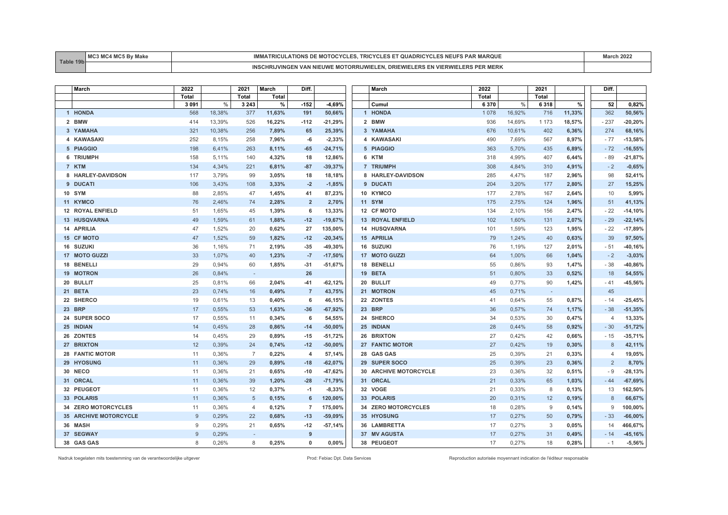| Table 19b | MC3 MC4 MC5 By Make | IMMATRICULATIONS DE MOTOCYCLES, TRICYCLES ET QUADRICYCLES NEUFS PAR MARQUE | March 2022 |
|---|---|---|---|
| | | INSCHRIJVINGEN VAN NIEUWE MOTORRIJWIELEN, DRIEWIELERS EN VIERWIELERS PER MERK | |

| | March | 2022 | | 2021 | March | Diff. | |
|---|---|---|---|---|---|---|---|
| | | Total | | Total | Total | | |
| | | 3 091 | % | 3 243 | % | -152 | -4,69% |
| 1 | HONDA | 568 | 18,38% | 377 | 11,63% | 191 | 50,66% |
| 2 | BMW | 414 | 13,39% | 526 | 16,22% | -112 | -21,29% |
| 3 | YAMAHA | 321 | 10,38% | 256 | 7,89% | 65 | 25,39% |
| 4 | KAWASAKI | 252 | 8,15% | 258 | 7,96% | -6 | -2,33% |
| 5 | PIAGGIO | 198 | 6,41% | 263 | 8,11% | -65 | -24,71% |
| 6 | TRIUMPH | 158 | 5,11% | 140 | 4,32% | 18 | 12,86% |
| 7 | KTM | 134 | 4,34% | 221 | 6,81% | -87 | -39,37% |
| 8 | HARLEY-DAVIDSON | 117 | 3,79% | 99 | 3,05% | 18 | 18,18% |
| 9 | DUCATI | 106 | 3,43% | 108 | 3,33% | -2 | -1,85% |
| 10 | SYM | 88 | 2,85% | 47 | 1,45% | 41 | 87,23% |
| 11 | KYMCO | 76 | 2,46% | 74 | 2,28% | 2 | 2,70% |
| 12 | ROYAL ENFIELD | 51 | 1,65% | 45 | 1,39% | 6 | 13,33% |
| 13 | HUSQVARNA | 49 | 1,59% | 61 | 1,88% | -12 | -19,67% |
| 14 | APRILIA | 47 | 1,52% | 20 | 0,62% | 27 | 135,00% |
| 15 | CF MOTO | 47 | 1,52% | 59 | 1,82% | -12 | -20,34% |
| 16 | SUZUKI | 36 | 1,16% | 71 | 2,19% | -35 | -49,30% |
| 17 | MOTO GUZZI | 33 | 1,07% | 40 | 1,23% | -7 | -17,50% |
| 18 | BENELLI | 29 | 0,94% | 60 | 1,85% | -31 | -51,67% |
| 19 | MOTRON | 26 | 0,84% | - | | 26 | |
| 20 | BULLIT | 25 | 0,81% | 66 | 2,04% | -41 | -62,12% |
| 21 | BETA | 23 | 0,74% | 16 | 0,49% | 7 | 43,75% |
| 22 | SHERCO | 19 | 0,61% | 13 | 0,40% | 6 | 46,15% |
| 23 | BRP | 17 | 0,55% | 53 | 1,63% | -36 | -67,92% |
| 24 | SUPER SOCO | 17 | 0,55% | 11 | 0,34% | 6 | 54,55% |
| 25 | INDIAN | 14 | 0,45% | 28 | 0,86% | -14 | -50,00% |
| 26 | ZONTES | 14 | 0,45% | 29 | 0,89% | -15 | -51,72% |
| 27 | BRIXTON | 12 | 0,39% | 24 | 0,74% | -12 | -50,00% |
| 28 | FANTIC MOTOR | 11 | 0,36% | 7 | 0,22% | 4 | 57,14% |
| 29 | HYOSUNG | 11 | 0,36% | 29 | 0,89% | -18 | -62,07% |
| 30 | NECO | 11 | 0,36% | 21 | 0,65% | -10 | -47,62% |
| 31 | ORCAL | 11 | 0,36% | 39 | 1,20% | -28 | -71,79% |
| 32 | PEUGEOT | 11 | 0,36% | 12 | 0,37% | -1 | -8,33% |
| 33 | POLARIS | 11 | 0,36% | 5 | 0,15% | 6 | 120,00% |
| 34 | ZERO MOTORCYCLES | 11 | 0,36% | 4 | 0,12% | 7 | 175,00% |
| 35 | ARCHIVE MOTORCYCLE | 9 | 0,29% | 22 | 0,68% | -13 | -59,09% |
| 36 | MASH | 9 | 0,29% | 21 | 0,65% | -12 | -57,14% |
| 37 | SEGWAY | 9 | 0,29% | - | | 9 | |
| 38 | GAS GAS | 8 | 0,26% | 8 | 0,25% | 0 | 0,00% |

| | March | 2022 | | 2021 | | Diff. | |
|---|---|---|---|---|---|---|---|
| | | Total | | Total | | | |
| | Cumul | 6 370 | % | 6 318 | % | 52 | 0,82% |
| 1 | HONDA | 1 078 | 16,92% | 716 | 11,33% | 362 | 50,56% |
| 2 | BMW | 936 | 14,69% | 1 173 | 18,57% | - 237 | -20,20% |
| 3 | YAMAHA | 676 | 10,61% | 402 | 6,36% | 274 | 68,16% |
| 4 | KAWASAKI | 490 | 7,69% | 567 | 8,97% | - 77 | -13,58% |
| 5 | PIAGGIO | 363 | 5,70% | 435 | 6,89% | - 72 | -16,55% |
| 6 | KTM | 318 | 4,99% | 407 | 6,44% | - 89 | -21,87% |
| 7 | TRIUMPH | 308 | 4,84% | 310 | 4,91% | - 2 | -0,65% |
| 8 | HARLEY-DAVIDSON | 285 | 4,47% | 187 | 2,96% | 98 | 52,41% |
| 9 | DUCATI | 204 | 3,20% | 177 | 2,80% | 27 | 15,25% |
| 10 | KYMCO | 177 | 2,78% | 167 | 2,64% | 10 | 5,99% |
| 11 | SYM | 175 | 2,75% | 124 | 1,96% | 51 | 41,13% |
| 12 | CF MOTO | 134 | 2,10% | 156 | 2,47% | - 22 | -14,10% |
| 13 | ROYAL ENFIELD | 102 | 1,60% | 131 | 2,07% | - 29 | -22,14% |
| 14 | HUSQVARNA | 101 | 1,59% | 123 | 1,95% | - 22 | -17,89% |
| 15 | APRILIA | 79 | 1,24% | 40 | 0,63% | 39 | 97,50% |
| 16 | SUZUKI | 76 | 1,19% | 127 | 2,01% | - 51 | -40,16% |
| 17 | MOTO GUZZI | 64 | 1,00% | 66 | 1,04% | - 2 | -3,03% |
| 18 | BENELLI | 55 | 0,86% | 93 | 1,47% | - 38 | -40,86% |
| 19 | BETA | 51 | 0,80% | 33 | 0,52% | 18 | 54,55% |
| 20 | BULLIT | 49 | 0,77% | 90 | 1,42% | - 41 | -45,56% |
| 21 | MOTRON | 45 | 0,71% | - | | 45 | |
| 22 | ZONTES | 41 | 0,64% | 55 | 0,87% | - 14 | -25,45% |
| 23 | BRP | 36 | 0,57% | 74 | 1,17% | - 38 | -51,35% |
| 24 | SHERCO | 34 | 0,53% | 30 | 0,47% | 4 | 13,33% |
| 25 | INDIAN | 28 | 0,44% | 58 | 0,92% | - 30 | -51,72% |
| 26 | BRIXTON | 27 | 0,42% | 42 | 0,66% | - 15 | -35,71% |
| 27 | FANTIC MOTOR | 27 | 0,42% | 19 | 0,30% | 8 | 42,11% |
| 28 | GAS GAS | 25 | 0,39% | 21 | 0,33% | 4 | 19,05% |
| 29 | SUPER SOCO | 25 | 0,39% | 23 | 0,36% | 2 | 8,70% |
| 30 | ARCHIVE MOTORCYCLE | 23 | 0,36% | 32 | 0,51% | - 9 | -28,13% |
| 31 | ORCAL | 21 | 0,33% | 65 | 1,03% | - 44 | -67,69% |
| 32 | VOGE | 21 | 0,33% | 8 | 0,13% | 13 | 162,50% |
| 33 | POLARIS | 20 | 0,31% | 12 | 0,19% | 8 | 66,67% |
| 34 | ZERO MOTORCYCLES | 18 | 0,28% | 9 | 0,14% | 9 | 100,00% |
| 35 | HYOSUNG | 17 | 0,27% | 50 | 0,79% | - 33 | -66,00% |
| 36 | LAMBRETTA | 17 | 0,27% | 3 | 0,05% | 14 | 466,67% |
| 37 | MV AGUSTA | 17 | 0,27% | 31 | 0,49% | - 14 | -45,16% |
| 38 | PEUGEOT | 17 | 0,27% | 18 | 0,28% | - 1 | -5,56% |

Nadruk toegelaten mits toestemming van de verantwoordelijke uitgever — Prod: Febiac Dpt. Data Services — Reproduction autorisée moyennant indication de l'éditeur responsable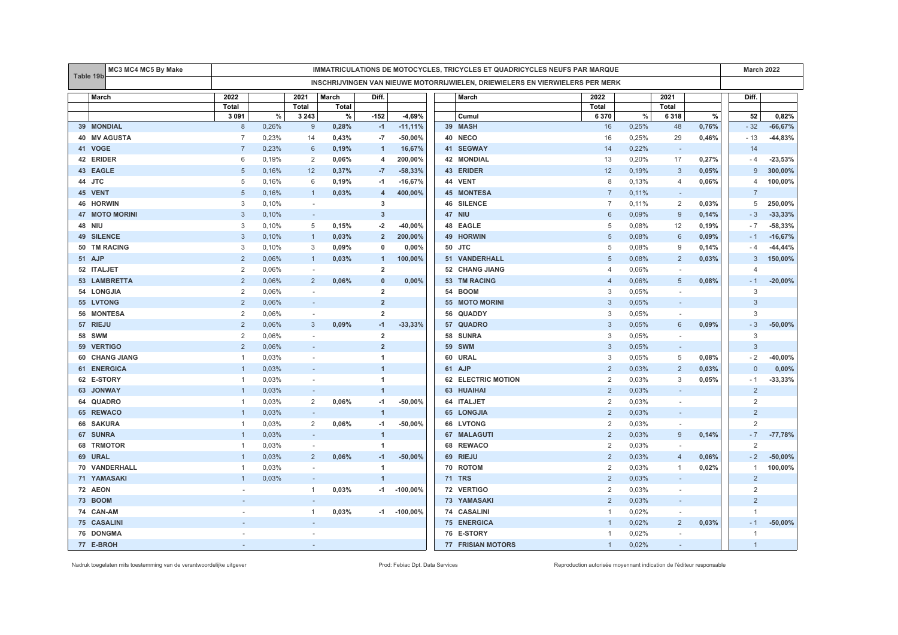| Table 19b | MC3 MC4 MC5 By Make | IMMATRICULATIONS DE MOTOCYCLES, TRICYCLES ET QUADRICYCLES NEUFS PAR MARQUE / INSCHRIJVINGEN VAN NIEUWE MOTORRIJWIELEN, DRIEWIELERS EN VIERWIELERS PER MERK | | | | | | | | | | | | | | March 2022 |
|---|---|---|---|---|---|---|---|---|---|---|---|---|---|---|---|---|
| | March | 2022 | | 2021 | March | Diff. | | | March | 2022 | | 2021 | | Diff. | | |
| | | Total | | Total | Total | | | | | Total | | Total | | | | |
| | | 3 091 | % | 3 243 | % | -152 | -4,69% | | Cumul | 6 370 | % | 6 318 | % | 52 | 0,82% | |
| 39 | MONDIAL | 8 | 0,26% | 9 | 0,28% | -1 | -11,11% | 39 | MASH | 16 | 0,25% | 48 | 0,76% | - 32 | -66,67% | |
| 40 | MV AGUSTA | 7 | 0,23% | 14 | 0,43% | -7 | -50,00% | 40 | NECO | 16 | 0,25% | 29 | 0,46% | - 13 | -44,83% | |
| 41 | VOGE | 7 | 0,23% | 6 | 0,19% | 1 | 16,67% | 41 | SEGWAY | 14 | 0,22% | - | | 14 | | |
| 42 | ERIDER | 6 | 0,19% | 2 | 0,06% | 4 | 200,00% | 42 | MONDIAL | 13 | 0,20% | 17 | 0,27% | - 4 | -23,53% | |
| 43 | EAGLE | 5 | 0,16% | 12 | 0,37% | -7 | -58,33% | 43 | ERIDER | 12 | 0,19% | 3 | 0,05% | 9 | 300,00% | |
| 44 | JTC | 5 | 0,16% | 6 | 0,19% | -1 | -16,67% | 44 | VENT | 8 | 0,13% | 4 | 0,06% | 4 | 100,00% | |
| 45 | VENT | 5 | 0,16% | 1 | 0,03% | 4 | 400,00% | 45 | MONTESA | 7 | 0,11% | - | | 7 | | |
| 46 | HORWIN | 3 | 0,10% | - | | 3 | | 46 | SILENCE | 7 | 0,11% | 2 | 0,03% | 5 | 250,00% | |
| 47 | MOTO MORINI | 3 | 0,10% | - | | 3 | | 47 | NIU | 6 | 0,09% | 9 | 0,14% | - 3 | -33,33% | |
| 48 | NIU | 3 | 0,10% | 5 | 0,15% | -2 | -40,00% | 48 | EAGLE | 5 | 0,08% | 12 | 0,19% | - 7 | -58,33% | |
| 49 | SILENCE | 3 | 0,10% | 1 | 0,03% | 2 | 200,00% | 49 | HORWIN | 5 | 0,08% | 6 | 0,09% | - 1 | -16,67% | |
| 50 | TM RACING | 3 | 0,10% | 3 | 0,09% | 0 | 0,00% | 50 | JTC | 5 | 0,08% | 9 | 0,14% | - 4 | -44,44% | |
| 51 | AJP | 2 | 0,06% | 1 | 0,03% | 1 | 100,00% | 51 | VANDERHALL | 5 | 0,08% | 2 | 0,03% | 3 | 150,00% | |
| 52 | ITALJET | 2 | 0,06% | - | | 2 | | 52 | CHANG JIANG | 4 | 0,06% | - | | 4 | | |
| 53 | LAMBRETTA | 2 | 0,06% | 2 | 0,06% | 0 | 0,00% | 53 | TM RACING | 4 | 0,06% | 5 | 0,08% | - 1 | -20,00% | |
| 54 | LONGJIA | 2 | 0,06% | - | | 2 | | 54 | BOOM | 3 | 0,05% | - | | 3 | | |
| 55 | LVTONG | 2 | 0,06% | - | | 2 | | 55 | MOTO MORINI | 3 | 0,05% | - | | 3 | | |
| 56 | MONTESA | 2 | 0,06% | - | | 2 | | 56 | QUADDY | 3 | 0,05% | - | | 3 | | |
| 57 | RIEJU | 2 | 0,06% | 3 | 0,09% | -1 | -33,33% | 57 | QUADRO | 3 | 0,05% | 6 | 0,09% | - 3 | -50,00% | |
| 58 | SWM | 2 | 0,06% | - | | 2 | | 58 | SUNRA | 3 | 0,05% | - | | 3 | | |
| 59 | VERTIGO | 2 | 0,06% | - | | 2 | | 59 | SWM | 3 | 0,05% | - | | 3 | | |
| 60 | CHANG JIANG | 1 | 0,03% | - | | 1 | | 60 | URAL | 3 | 0,05% | 5 | 0,08% | - 2 | -40,00% | |
| 61 | ENERGICA | 1 | 0,03% | - | | 1 | | 61 | AJP | 2 | 0,03% | 2 | 0,03% | 0 | 0,00% | |
| 62 | E-STORY | 1 | 0,03% | - | | 1 | | 62 | ELECTRIC MOTION | 2 | 0,03% | 3 | 0,05% | - 1 | -33,33% | |
| 63 | JONWAY | 1 | 0,03% | - | | 1 | | 63 | HUAIHAI | 2 | 0,03% | - | | 2 | | |
| 64 | QUADRO | 1 | 0,03% | 2 | 0,06% | -1 | -50,00% | 64 | ITALJET | 2 | 0,03% | - | | 2 | | |
| 65 | REWACO | 1 | 0,03% | - | | 1 | | 65 | LONGJIA | 2 | 0,03% | - | | 2 | | |
| 66 | SAKURA | 1 | 0,03% | 2 | 0,06% | -1 | -50,00% | 66 | LVTONG | 2 | 0,03% | - | | 2 | | |
| 67 | SUNRA | 1 | 0,03% | - | | 1 | | 67 | MALAGUTI | 2 | 0,03% | 9 | 0,14% | - 7 | -77,78% | |
| 68 | TRMOTOR | 1 | 0,03% | - | | 1 | | 68 | REWACO | 2 | 0,03% | - | | 2 | | |
| 69 | URAL | 1 | 0,03% | 2 | 0,06% | -1 | -50,00% | 69 | RIEJU | 2 | 0,03% | 4 | 0,06% | - 2 | -50,00% | |
| 70 | VANDERHALL | 1 | 0,03% | - | | 1 | | 70 | ROTOM | 2 | 0,03% | 1 | 0,02% | 1 | 100,00% | |
| 71 | YAMASAKI | 1 | 0,03% | - | | 1 | | 71 | TRS | 2 | 0,03% | - | | 2 | | |
| 72 | AEON | - | | 1 | 0,03% | -1 | -100,00% | 72 | VERTIGO | 2 | 0,03% | - | | 2 | | |
| 73 | BOOM | - | | - | | | | 73 | YAMASAKI | 2 | 0,03% | - | | 2 | | |
| 74 | CAN-AM | - | | 1 | 0,03% | -1 | -100,00% | 74 | CASALINI | 1 | 0,02% | - | | 1 | | |
| 75 | CASALINI | - | | - | | | | 75 | ENERGICA | 1 | 0,02% | 2 | 0,03% | - 1 | -50,00% | |
| 76 | DONGMA | - | | - | | | | 76 | E-STORY | 1 | 0,02% | - | | 1 | | |
| 77 | E-BROH | - | | - | | | | 77 | FRISIAN MOTORS | 1 | 0,02% | - | | 1 | | |

Nadruk toegelaten mits toestemming van de verantwoordelijke uitgever — Prod: Febiac Dpt. Data Services — Reproduction autorisée moyennant indication de l'éditeur responsable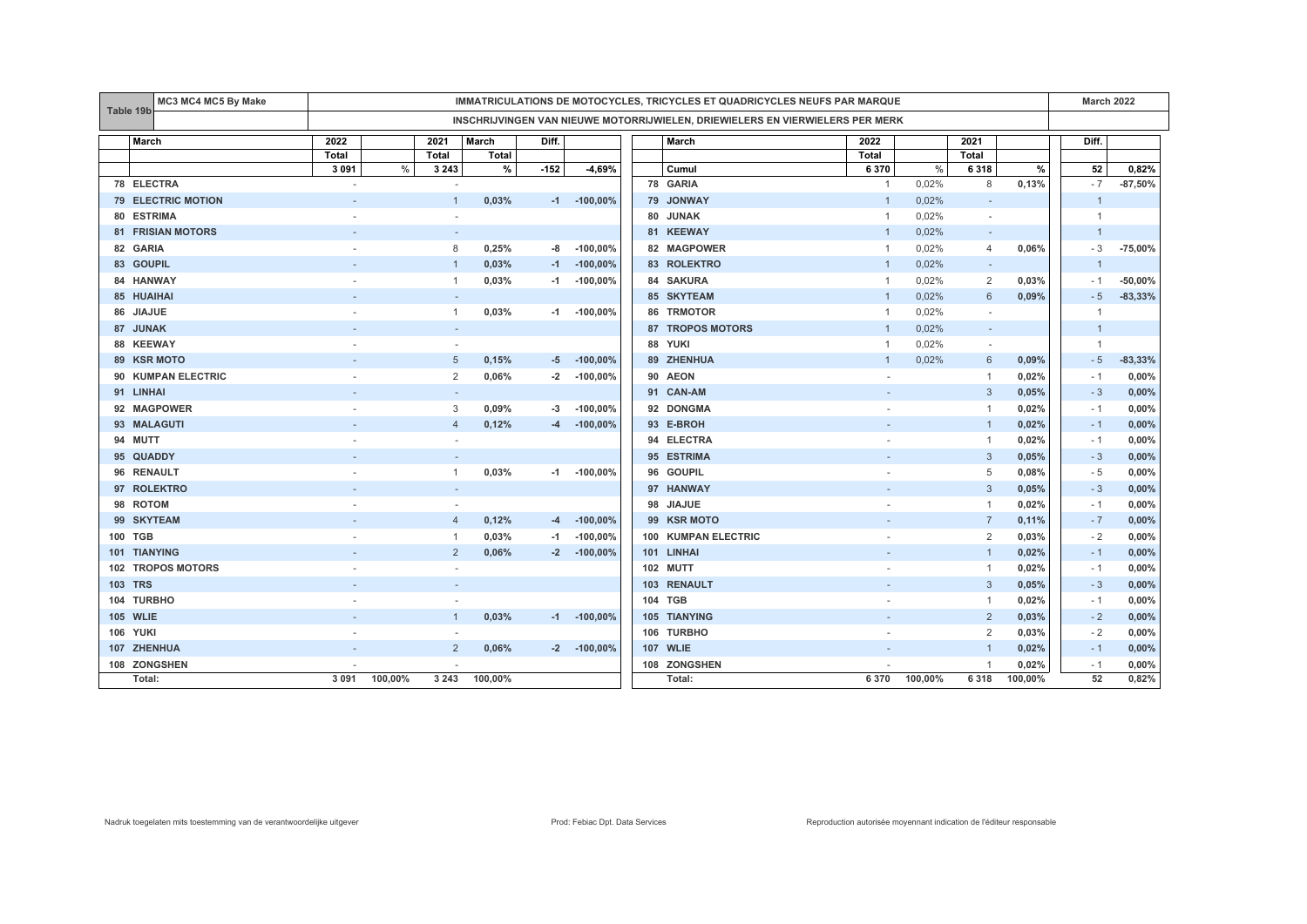| Table 19b | MC3 MC4 MC5 By Make | IMMATRICULATIONS DE MOTOCYCLES, TRICYCLES ET QUADRICYCLES NEUFS PAR MARQUE | March 2022 |
|---|---|---|---|
| | | INSCHRIJVINGEN VAN NIEUWE MOTORRIJWIELEN, DRIEWIELERS EN VIERWIELERS PER MERK | |

| | March | 2022 | | 2021 | March | Diff. | |
|---|---|---|---|---|---|---|---|
| | | Total | | Total | Total | | |
| | | 3 091 | % | 3 243 | % | -152 | -4,69% |
| 78 | ELECTRA | - | | - | | | |
| 79 | ELECTRIC MOTION | - | | 1 | 0,03% | -1 | -100,00% |
| 80 | ESTRIMA | - | | - | | | |
| 81 | FRISIAN MOTORS | - | | - | | | |
| 82 | GARIA | - | | 8 | 0,25% | -8 | -100,00% |
| 83 | GOUPIL | - | | 1 | 0,03% | -1 | -100,00% |
| 84 | HANWAY | - | | 1 | 0,03% | -1 | -100,00% |
| 85 | HUAIHAI | - | | - | | | |
| 86 | JIAJUE | - | | 1 | 0,03% | -1 | -100,00% |
| 87 | JUNAK | - | | - | | | |
| 88 | KEEWAY | - | | - | | | |
| 89 | KSR MOTO | - | | 5 | 0,15% | -5 | -100,00% |
| 90 | KUMPAN ELECTRIC | - | | 2 | 0,06% | -2 | -100,00% |
| 91 | LINHAI | - | | - | | | |
| 92 | MAGPOWER | - | | 3 | 0,09% | -3 | -100,00% |
| 93 | MALAGUTI | - | | 4 | 0,12% | -4 | -100,00% |
| 94 | MUTT | - | | - | | | |
| 95 | QUADDY | - | | - | | | |
| 96 | RENAULT | - | | 1 | 0,03% | -1 | -100,00% |
| 97 | ROLEKTRO | - | | - | | | |
| 98 | ROTOM | - | | - | | | |
| 99 | SKYTEAM | - | | 4 | 0,12% | -4 | -100,00% |
| 100 | TGB | - | | 1 | 0,03% | -1 | -100,00% |
| 101 | TIANYING | - | | 2 | 0,06% | -2 | -100,00% |
| 102 | TROPOS MOTORS | - | | - | | | |
| 103 | TRS | - | | - | | | |
| 104 | TURBHO | - | | - | | | |
| 105 | WLIE | - | | 1 | 0,03% | -1 | -100,00% |
| 106 | YUKI | - | | - | | | |
| 107 | ZHENHUA | - | | 2 | 0,06% | -2 | -100,00% |
| 108 | ZONGSHEN | - | | - | | | |
| | Total: | 3 091 | 100,00% | 3 243 | 100,00% | | |

| | March | 2022 | | 2021 | | Diff. | |
|---|---|---|---|---|---|---|---|
| | | Total | | Total | | | |
| | Cumul | 6 370 | % | 6 318 | % | 52 | 0,82% |
| 78 | GARIA | 1 | 0,02% | 8 | 0,13% | - 7 | -87,50% |
| 79 | JONWAY | 1 | 0,02% | - | | 1 | |
| 80 | JUNAK | 1 | 0,02% | - | | 1 | |
| 81 | KEEWAY | 1 | 0,02% | - | | 1 | |
| 82 | MAGPOWER | 1 | 0,02% | 4 | 0,06% | - 3 | -75,00% |
| 83 | ROLEKTRO | 1 | 0,02% | - | | 1 | |
| 84 | SAKURA | 1 | 0,02% | 2 | 0,03% | - 1 | -50,00% |
| 85 | SKYTEAM | 1 | 0,02% | 6 | 0,09% | - 5 | -83,33% |
| 86 | TRMOTOR | 1 | 0,02% | - | | 1 | |
| 87 | TROPOS MOTORS | 1 | 0,02% | - | | 1 | |
| 88 | YUKI | 1 | 0,02% | - | | 1 | |
| 89 | ZHENHUA | 1 | 0,02% | 6 | 0,09% | - 5 | -83,33% |
| 90 | AEON | - | | 1 | 0,02% | - 1 | 0,00% |
| 91 | CAN-AM | - | | 3 | 0,05% | - 3 | 0,00% |
| 92 | DONGMA | - | | 1 | 0,02% | - 1 | 0,00% |
| 93 | E-BROH | - | | 1 | 0,02% | - 1 | 0,00% |
| 94 | ELECTRA | - | | 1 | 0,02% | - 1 | 0,00% |
| 95 | ESTRIMA | - | | 3 | 0,05% | - 3 | 0,00% |
| 96 | GOUPIL | - | | 5 | 0,08% | - 5 | 0,00% |
| 97 | HANWAY | - | | 3 | 0,05% | - 3 | 0,00% |
| 98 | JIAJUE | - | | 1 | 0,02% | - 1 | 0,00% |
| 99 | KSR MOTO | - | | 7 | 0,11% | - 7 | 0,00% |
| 100 | KUMPAN ELECTRIC | - | | 2 | 0,03% | - 2 | 0,00% |
| 101 | LINHAI | - | | 1 | 0,02% | - 1 | 0,00% |
| 102 | MUTT | - | | 1 | 0,02% | - 1 | 0,00% |
| 103 | RENAULT | - | | 3 | 0,05% | - 3 | 0,00% |
| 104 | TGB | - | | 1 | 0,02% | - 1 | 0,00% |
| 105 | TIANYING | - | | 2 | 0,03% | - 2 | 0,00% |
| 106 | TURBHO | - | | 2 | 0,03% | - 2 | 0,00% |
| 107 | WLIE | - | | 1 | 0,02% | - 1 | 0,00% |
| 108 | ZONGSHEN | - | | 1 | 0,02% | - 1 | 0,00% |
| | Total: | 6 370 | 100,00% | 6 318 | 100,00% | 52 | 0,82% |

Nadruk toegelaten mits toestemming van de verantwoordelijke uitgever

Prod: Febiac Dpt. Data Services

Reproduction autorisée moyennant indication de l'éditeur responsable